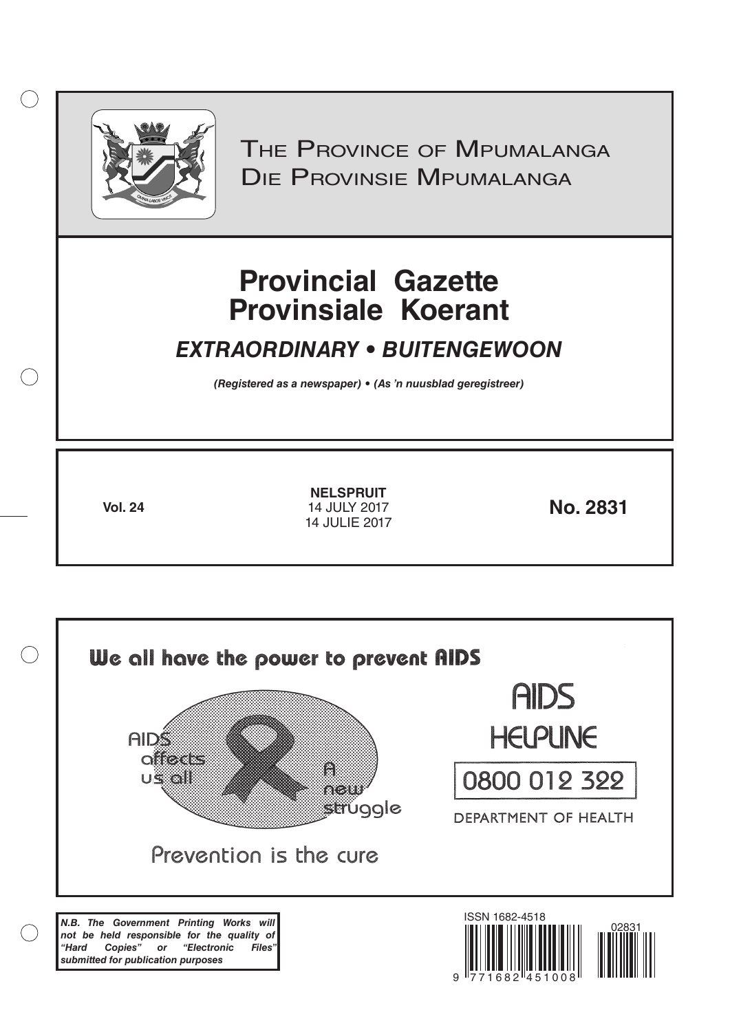# The Province of Mpumalanga
# Die Provinsie Mpumalanga

# Provincial Gazette
# Provinsiale Koerant

## *EXTRAORDINARY • BUITENGEWOON*

***(Registered as a newspaper) • (As 'n nuusblad geregistreer)***

**Vol. 24**

**NELSPRUIT**
14 JULY 2017
14 JULIE 2017

**No. 2831**

We all have the power to prevent AIDS

AIDS affects us all

A new struggle

Prevention is the cure

AIDS HELPLINE

0800 012 322

DEPARTMENT OF HEALTH

***N.B. The Government Printing Works will not be held responsible for the quality of "Hard Copies" or "Electronic Files" submitted for publication purposes***

ISSN 1682-4518

02831

9 771682 451008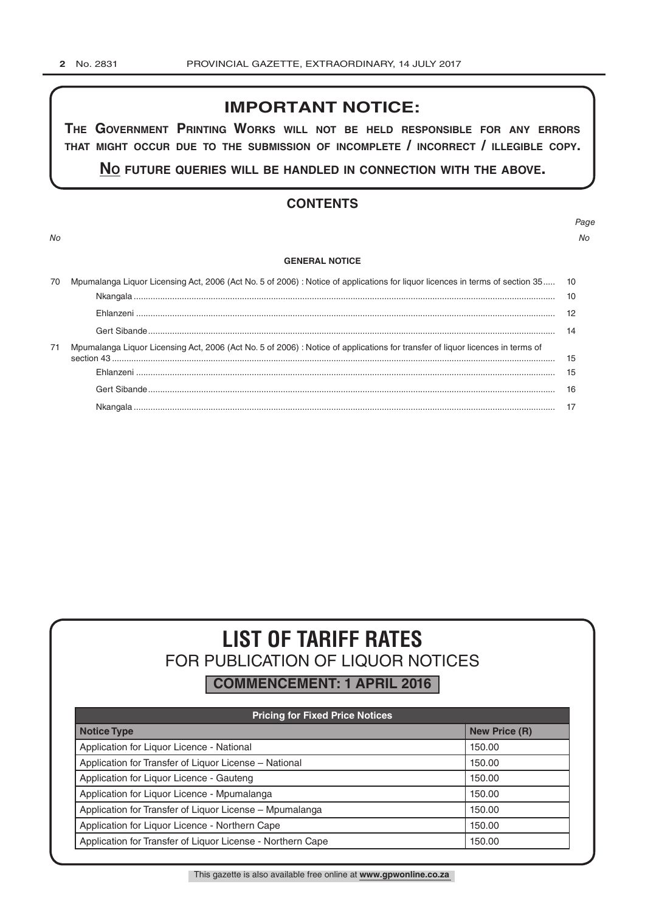## IMPORTANT NOTICE:

**THE GOVERNMENT PRINTING WORKS WILL NOT BE HELD RESPONSIBLE FOR ANY ERRORS THAT MIGHT OCCUR DUE TO THE SUBMISSION OF INCOMPLETE / INCORRECT / ILLEGIBLE COPY.**

**NO FUTURE QUERIES WILL BE HANDLED IN CONNECTION WITH THE ABOVE.**

## CONTENTS

| No | | Page No |
|---|---|---|
| | **GENERAL NOTICE** | |
| 70 | Mpumalanga Liquor Licensing Act, 2006 (Act No. 5 of 2006) : Notice of applications for liquor licences in terms of section 35 | 10 |
| | Nkangala | 10 |
| | Ehlanzeni | 12 |
| | Gert Sibande | 14 |
| 71 | Mpumalanga Liquor Licensing Act, 2006 (Act No. 5 of 2006) : Notice of applications for transfer of liquor licences in terms of section 43 | 15 |
| | Ehlanzeni | 15 |
| | Gert Sibande | 16 |
| | Nkangala | 17 |

# LIST OF TARIFF RATES

## FOR PUBLICATION OF LIQUOR NOTICES

**COMMENCEMENT: 1 APRIL 2016**

| Pricing for Fixed Price Notices | |
|---|---|
| **Notice Type** | **New Price (R)** |
| Application for Liquor Licence - National | 150.00 |
| Application for Transfer of Liquor License – National | 150.00 |
| Application for Liquor Licence - Gauteng | 150.00 |
| Application for Liquor Licence - Mpumalanga | 150.00 |
| Application for Transfer of Liquor License – Mpumalanga | 150.00 |
| Application for Liquor Licence - Northern Cape | 150.00 |
| Application for Transfer of Liquor License - Northern Cape | 150.00 |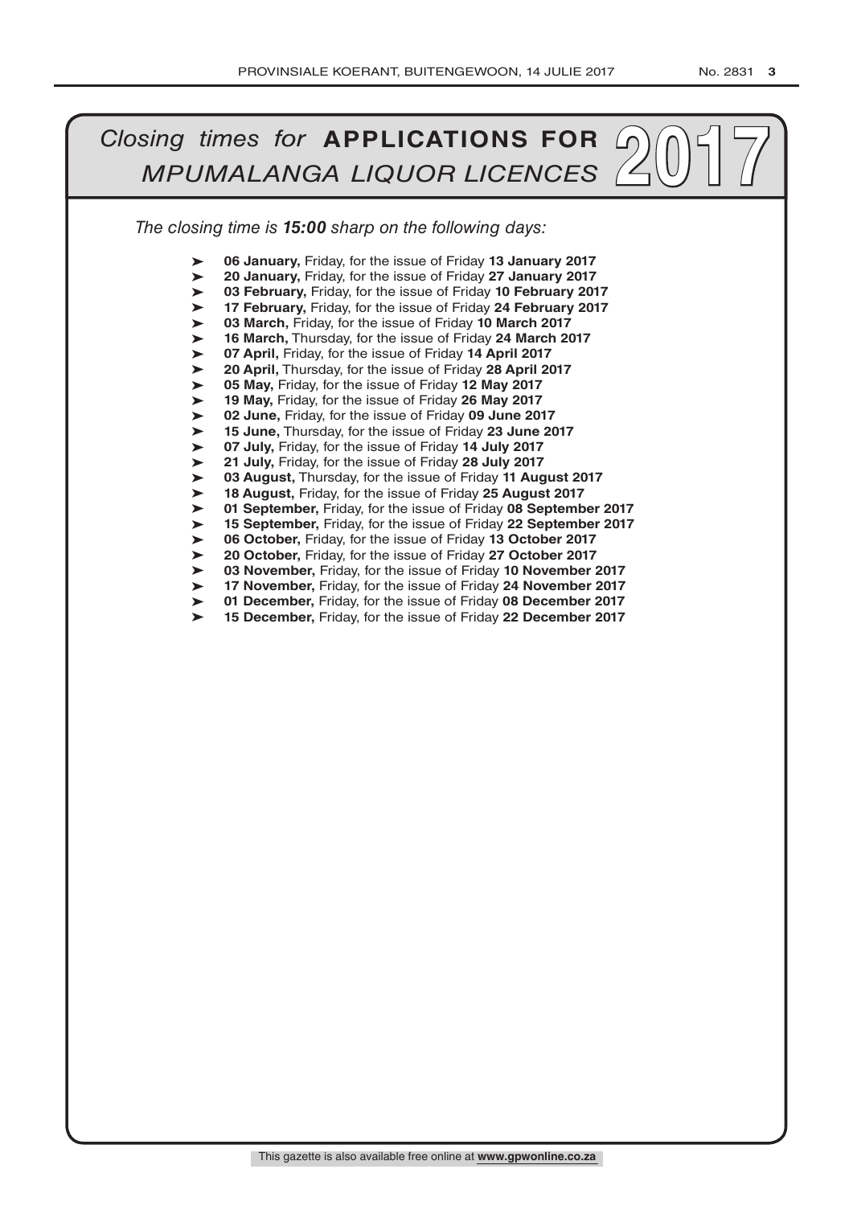# *Closing times for* **APPLICATIONS FOR** *MPUMALANGA LIQUOR LICENCES* 2017

*The closing time is **15:00** sharp on the following days:*

- **06 January,** Friday, for the issue of Friday **13 January 2017**
- **20 January,** Friday, for the issue of Friday **27 January 2017**
- **03 February,** Friday, for the issue of Friday **10 February 2017**
- **17 February,** Friday, for the issue of Friday **24 February 2017**
- **03 March,** Friday, for the issue of Friday **10 March 2017**
- **16 March,** Thursday, for the issue of Friday **24 March 2017**
- **07 April,** Friday, for the issue of Friday **14 April 2017**
- **20 April,** Thursday, for the issue of Friday **28 April 2017**
- **05 May,** Friday, for the issue of Friday **12 May 2017**
- **19 May,** Friday, for the issue of Friday **26 May 2017**
- **02 June,** Friday, for the issue of Friday **09 June 2017**
- **15 June,** Thursday, for the issue of Friday **23 June 2017**
- **07 July,** Friday, for the issue of Friday **14 July 2017**
- **21 July,** Friday, for the issue of Friday **28 July 2017**
- **03 August,** Thursday, for the issue of Friday **11 August 2017**
- **18 August,** Friday, for the issue of Friday **25 August 2017**
- **01 September,** Friday, for the issue of Friday **08 September 2017**
- **15 September,** Friday, for the issue of Friday **22 September 2017**
- **06 October,** Friday, for the issue of Friday **13 October 2017**
- **20 October,** Friday, for the issue of Friday **27 October 2017**
- **03 November,** Friday, for the issue of Friday **10 November 2017**
- **17 November,** Friday, for the issue of Friday **24 November 2017**
- **01 December,** Friday, for the issue of Friday **08 December 2017**
- **15 December,** Friday, for the issue of Friday **22 December 2017**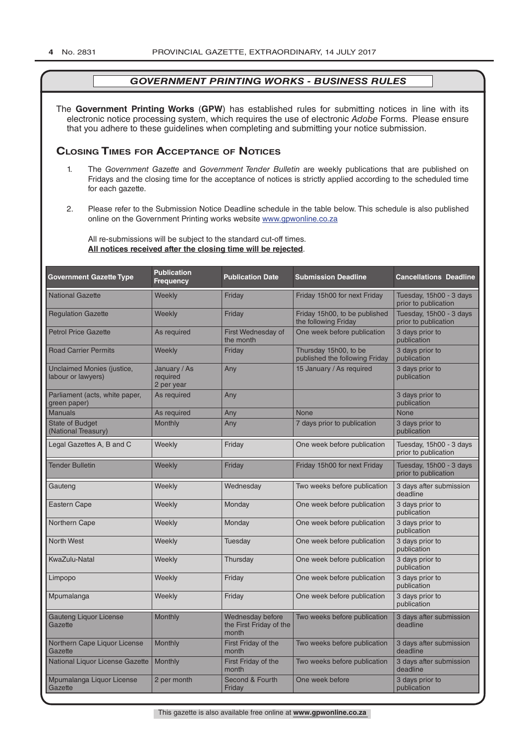## *GOVERNMENT PRINTING WORKS - BUSINESS RULES*

The **Government Printing Works** (**GPW**) has established rules for submitting notices in line with its electronic notice processing system, which requires the use of electronic *Adobe* Forms. Please ensure that you adhere to these guidelines when completing and submitting your notice submission.

### Closing Times for Acceptance of Notices

1. The *Government Gazette* and *Government Tender Bulletin* are weekly publications that are published on Fridays and the closing time for the acceptance of notices is strictly applied according to the scheduled time for each gazette.

2. Please refer to the Submission Notice Deadline schedule in the table below. This schedule is also published online on the Government Printing works website www.gpwonline.co.za

   All re-submissions will be subject to the standard cut-off times.
   **All notices received after the closing time will be rejected**.

| Government Gazette Type | Publication Frequency | Publication Date | Submission Deadline | Cancellations Deadline |
|---|---|---|---|---|
| National Gazette | Weekly | Friday | Friday 15h00 for next Friday | Tuesday, 15h00 - 3 days prior to publication |
| Regulation Gazette | Weekly | Friday | Friday 15h00, to be published the following Friday | Tuesday, 15h00 - 3 days prior to publication |
| Petrol Price Gazette | As required | First Wednesday of the month | One week before publication | 3 days prior to publication |
| Road Carrier Permits | Weekly | Friday | Thursday 15h00, to be published the following Friday | 3 days prior to publication |
| Unclaimed Monies (justice, labour or lawyers) | January / As required 2 per year | Any | 15 January / As required | 3 days prior to publication |
| Parliament (acts, white paper, green paper) | As required | Any | | 3 days prior to publication |
| Manuals | As required | Any | None | None |
| State of Budget (National Treasury) | Monthly | Any | 7 days prior to publication | 3 days prior to publication |
| Legal Gazettes A, B and C | Weekly | Friday | One week before publication | Tuesday, 15h00 - 3 days prior to publication |
| Tender Bulletin | Weekly | Friday | Friday 15h00 for next Friday | Tuesday, 15h00 - 3 days prior to publication |
| Gauteng | Weekly | Wednesday | Two weeks before publication | 3 days after submission deadline |
| Eastern Cape | Weekly | Monday | One week before publication | 3 days prior to publication |
| Northern Cape | Weekly | Monday | One week before publication | 3 days prior to publication |
| North West | Weekly | Tuesday | One week before publication | 3 days prior to publication |
| KwaZulu-Natal | Weekly | Thursday | One week before publication | 3 days prior to publication |
| Limpopo | Weekly | Friday | One week before publication | 3 days prior to publication |
| Mpumalanga | Weekly | Friday | One week before publication | 3 days prior to publication |
| Gauteng Liquor License Gazette | Monthly | Wednesday before the First Friday of the month | Two weeks before publication | 3 days after submission deadline |
| Northern Cape Liquor License Gazette | Monthly | First Friday of the month | Two weeks before publication | 3 days after submission deadline |
| National Liquor License Gazette | Monthly | First Friday of the month | Two weeks before publication | 3 days after submission deadline |
| Mpumalanga Liquor License Gazette | 2 per month | Second & Fourth Friday | One week before | 3 days prior to publication |

This gazette is also available free online at **www.gpwonline.co.za**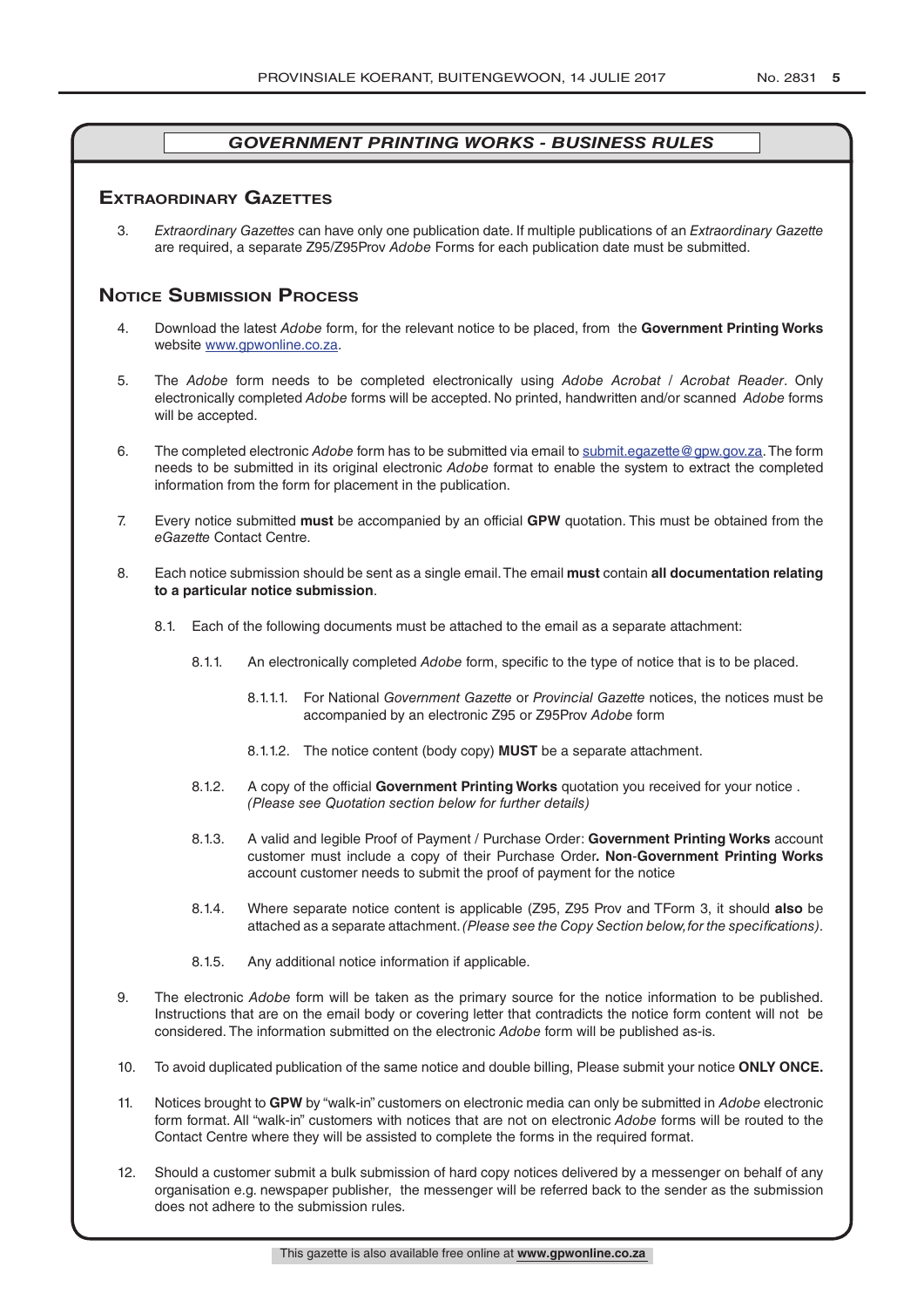## GOVERNMENT PRINTING WORKS - BUSINESS RULES

### Extraordinary Gazettes

3. *Extraordinary Gazettes* can have only one publication date. If multiple publications of an *Extraordinary Gazette* are required, a separate Z95/Z95Prov *Adobe* Forms for each publication date must be submitted.

### Notice Submission Process

4. Download the latest *Adobe* form, for the relevant notice to be placed, from the **Government Printing Works** website www.gpwonline.co.za.

5. The *Adobe* form needs to be completed electronically using *Adobe Acrobat* / *Acrobat Reader*. Only electronically completed *Adobe* forms will be accepted. No printed, handwritten and/or scanned *Adobe* forms will be accepted.

6. The completed electronic *Adobe* form has to be submitted via email to submit.egazette@gpw.gov.za. The form needs to be submitted in its original electronic *Adobe* format to enable the system to extract the completed information from the form for placement in the publication.

7. Every notice submitted **must** be accompanied by an official **GPW** quotation. This must be obtained from the *eGazette* Contact Centre.

8. Each notice submission should be sent as a single email. The email **must** contain **all documentation relating to a particular notice submission**.

   8.1. Each of the following documents must be attached to the email as a separate attachment:

   8.1.1. An electronically completed *Adobe* form, specific to the type of notice that is to be placed.

   8.1.1.1. For National *Government Gazette* or *Provincial Gazette* notices, the notices must be accompanied by an electronic Z95 or Z95Prov *Adobe* form

   8.1.1.2. The notice content (body copy) **MUST** be a separate attachment.

   8.1.2. A copy of the official **Government Printing Works** quotation you received for your notice . *(Please see Quotation section below for further details)*

   8.1.3. A valid and legible Proof of Payment / Purchase Order: **Government Printing Works** account customer must include a copy of their Purchase Order**. Non**-**Government Printing Works** account customer needs to submit the proof of payment for the notice

   8.1.4. Where separate notice content is applicable (Z95, Z95 Prov and TForm 3, it should **also** be attached as a separate attachment. *(Please see the Copy Section below, for the specifications)*.

   8.1.5. Any additional notice information if applicable.

9. The electronic *Adobe* form will be taken as the primary source for the notice information to be published. Instructions that are on the email body or covering letter that contradicts the notice form content will not be considered. The information submitted on the electronic *Adobe* form will be published as-is.

10. To avoid duplicated publication of the same notice and double billing, Please submit your notice **ONLY ONCE.**

11. Notices brought to **GPW** by "walk-in" customers on electronic media can only be submitted in *Adobe* electronic form format. All "walk-in" customers with notices that are not on electronic *Adobe* forms will be routed to the Contact Centre where they will be assisted to complete the forms in the required format.

12. Should a customer submit a bulk submission of hard copy notices delivered by a messenger on behalf of any organisation e.g. newspaper publisher, the messenger will be referred back to the sender as the submission does not adhere to the submission rules.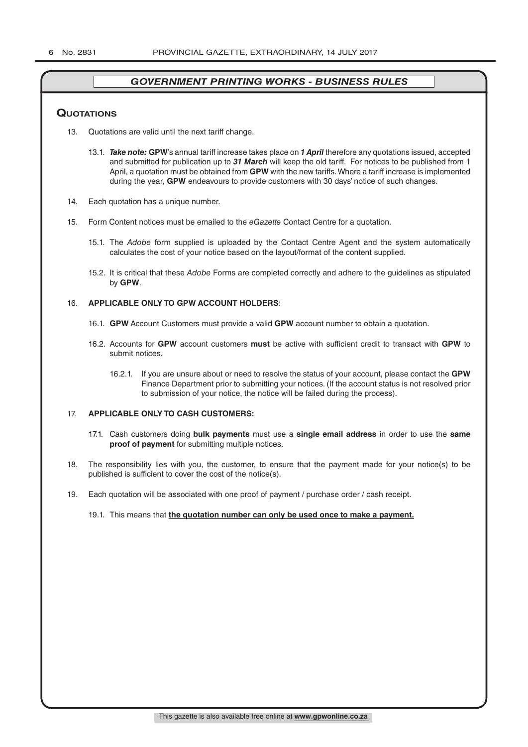## *GOVERNMENT PRINTING WORKS - BUSINESS RULES*

### Quotations

13. Quotations are valid until the next tariff change.

    13.1. ***Take note:*** **GPW**'s annual tariff increase takes place on ***1 April*** therefore any quotations issued, accepted and submitted for publication up to ***31 March*** will keep the old tariff. For notices to be published from 1 April, a quotation must be obtained from **GPW** with the new tariffs. Where a tariff increase is implemented during the year, **GPW** endeavours to provide customers with 30 days' notice of such changes.

14. Each quotation has a unique number.

15. Form Content notices must be emailed to the *eGazette* Contact Centre for a quotation.

    15.1. The *Adobe* form supplied is uploaded by the Contact Centre Agent and the system automatically calculates the cost of your notice based on the layout/format of the content supplied.

    15.2. It is critical that these *Adobe* Forms are completed correctly and adhere to the guidelines as stipulated by **GPW**.

16. **APPLICABLE ONLY TO GPW ACCOUNT HOLDERS**:

    16.1. **GPW** Account Customers must provide a valid **GPW** account number to obtain a quotation.

    16.2. Accounts for **GPW** account customers **must** be active with sufficient credit to transact with **GPW** to submit notices.

    16.2.1. If you are unsure about or need to resolve the status of your account, please contact the **GPW** Finance Department prior to submitting your notices. (If the account status is not resolved prior to submission of your notice, the notice will be failed during the process).

17. **APPLICABLE ONLY TO CASH CUSTOMERS:**

    17.1. Cash customers doing **bulk payments** must use a **single email address** in order to use the **same proof of payment** for submitting multiple notices.

18. The responsibility lies with you, the customer, to ensure that the payment made for your notice(s) to be published is sufficient to cover the cost of the notice(s).

19. Each quotation will be associated with one proof of payment / purchase order / cash receipt.

    19.1. This means that **the quotation number can only be used once to make a payment.**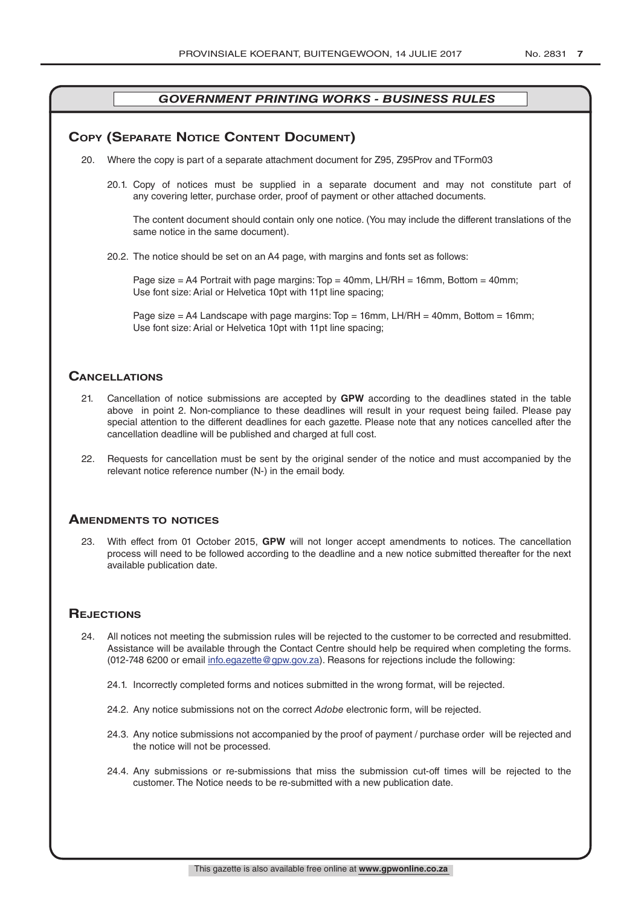*GOVERNMENT PRINTING WORKS - BUSINESS RULES*

## Copy (Separate Notice Content Document)

20. Where the copy is part of a separate attachment document for Z95, Z95Prov and TForm03

 20.1. Copy of notices must be supplied in a separate document and may not constitute part of any covering letter, purchase order, proof of payment or other attached documents.

 The content document should contain only one notice. (You may include the different translations of the same notice in the same document).

 20.2. The notice should be set on an A4 page, with margins and fonts set as follows:

 Page size = A4 Portrait with page margins: Top = 40mm, LH/RH = 16mm, Bottom = 40mm;
 Use font size: Arial or Helvetica 10pt with 11pt line spacing;

 Page size = A4 Landscape with page margins: Top = 16mm, LH/RH = 40mm, Bottom = 16mm;
 Use font size: Arial or Helvetica 10pt with 11pt line spacing;

## Cancellations

21. Cancellation of notice submissions are accepted by **GPW** according to the deadlines stated in the table above in point 2. Non-compliance to these deadlines will result in your request being failed. Please pay special attention to the different deadlines for each gazette. Please note that any notices cancelled after the cancellation deadline will be published and charged at full cost.

22. Requests for cancellation must be sent by the original sender of the notice and must accompanied by the relevant notice reference number (N-) in the email body.

## Amendments to notices

23. With effect from 01 October 2015, **GPW** will not longer accept amendments to notices. The cancellation process will need to be followed according to the deadline and a new notice submitted thereafter for the next available publication date.

## Rejections

24. All notices not meeting the submission rules will be rejected to the customer to be corrected and resubmitted. Assistance will be available through the Contact Centre should help be required when completing the forms. (012-748 6200 or email info.egazette@gpw.gov.za). Reasons for rejections include the following:

 24.1. Incorrectly completed forms and notices submitted in the wrong format, will be rejected.

 24.2. Any notice submissions not on the correct *Adobe* electronic form, will be rejected.

 24.3. Any notice submissions not accompanied by the proof of payment / purchase order will be rejected and the notice will not be processed.

 24.4. Any submissions or re-submissions that miss the submission cut-off times will be rejected to the customer. The Notice needs to be re-submitted with a new publication date.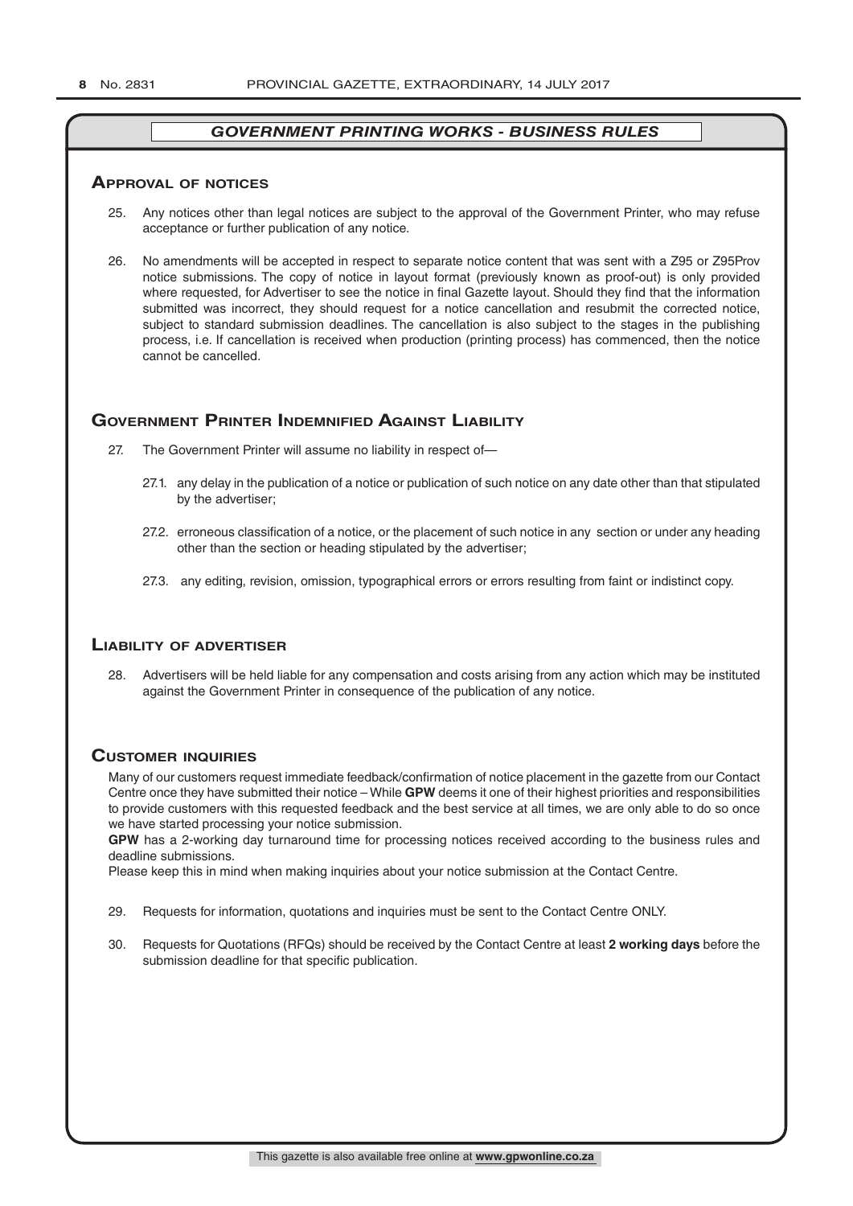## *GOVERNMENT PRINTING WORKS - BUSINESS RULES*

### Approval of notices

25. Any notices other than legal notices are subject to the approval of the Government Printer, who may refuse acceptance or further publication of any notice.

26. No amendments will be accepted in respect to separate notice content that was sent with a Z95 or Z95Prov notice submissions. The copy of notice in layout format (previously known as proof-out) is only provided where requested, for Advertiser to see the notice in final Gazette layout. Should they find that the information submitted was incorrect, they should request for a notice cancellation and resubmit the corrected notice, subject to standard submission deadlines. The cancellation is also subject to the stages in the publishing process, i.e. If cancellation is received when production (printing process) has commenced, then the notice cannot be cancelled.

### Government Printer Indemnified Against Liability

27. The Government Printer will assume no liability in respect of—

    27.1. any delay in the publication of a notice or publication of such notice on any date other than that stipulated by the advertiser;

    27.2. erroneous classification of a notice, or the placement of such notice in any section or under any heading other than the section or heading stipulated by the advertiser;

    27.3. any editing, revision, omission, typographical errors or errors resulting from faint or indistinct copy.

### Liability of advertiser

28. Advertisers will be held liable for any compensation and costs arising from any action which may be instituted against the Government Printer in consequence of the publication of any notice.

### Customer inquiries

Many of our customers request immediate feedback/confirmation of notice placement in the gazette from our Contact Centre once they have submitted their notice – While **GPW** deems it one of their highest priorities and responsibilities to provide customers with this requested feedback and the best service at all times, we are only able to do so once we have started processing your notice submission.

**GPW** has a 2-working day turnaround time for processing notices received according to the business rules and deadline submissions.

Please keep this in mind when making inquiries about your notice submission at the Contact Centre.

29. Requests for information, quotations and inquiries must be sent to the Contact Centre ONLY.

30. Requests for Quotations (RFQs) should be received by the Contact Centre at least **2 working days** before the submission deadline for that specific publication.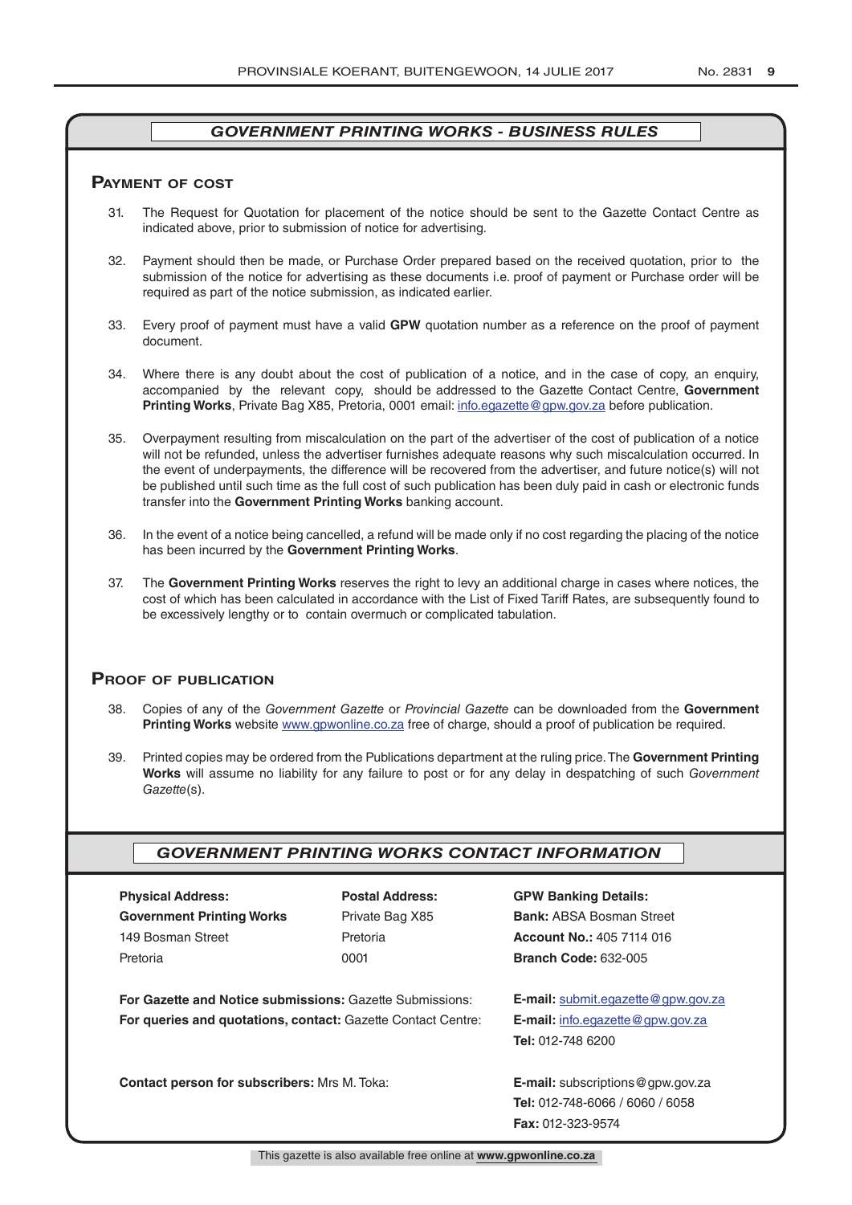## GOVERNMENT PRINTING WORKS - BUSINESS RULES

### Payment of cost

31. The Request for Quotation for placement of the notice should be sent to the Gazette Contact Centre as indicated above, prior to submission of notice for advertising.

32. Payment should then be made, or Purchase Order prepared based on the received quotation, prior to the submission of the notice for advertising as these documents i.e. proof of payment or Purchase order will be required as part of the notice submission, as indicated earlier.

33. Every proof of payment must have a valid **GPW** quotation number as a reference on the proof of payment document.

34. Where there is any doubt about the cost of publication of a notice, and in the case of copy, an enquiry, accompanied by the relevant copy, should be addressed to the Gazette Contact Centre, **Government Printing Works**, Private Bag X85, Pretoria, 0001 email: info.egazette@gpw.gov.za before publication.

35. Overpayment resulting from miscalculation on the part of the advertiser of the cost of publication of a notice will not be refunded, unless the advertiser furnishes adequate reasons why such miscalculation occurred. In the event of underpayments, the difference will be recovered from the advertiser, and future notice(s) will not be published until such time as the full cost of such publication has been duly paid in cash or electronic funds transfer into the **Government Printing Works** banking account.

36. In the event of a notice being cancelled, a refund will be made only if no cost regarding the placing of the notice has been incurred by the **Government Printing Works**.

37. The **Government Printing Works** reserves the right to levy an additional charge in cases where notices, the cost of which has been calculated in accordance with the List of Fixed Tariff Rates, are subsequently found to be excessively lengthy or to contain overmuch or complicated tabulation.

### Proof of publication

38. Copies of any of the *Government Gazette* or *Provincial Gazette* can be downloaded from the **Government Printing Works** website www.gpwonline.co.za free of charge, should a proof of publication be required.

39. Printed copies may be ordered from the Publications department at the ruling price. The **Government Printing Works** will assume no liability for any failure to post or for any delay in despatching of such *Government Gazette*(s).

## GOVERNMENT PRINTING WORKS CONTACT INFORMATION

| **Physical Address:** | **Postal Address:** | **GPW Banking Details:** |
|---|---|---|
| **Government Printing Works** | Private Bag X85 | **Bank:** ABSA Bosman Street |
| 149 Bosman Street | Pretoria | **Account No.:** 405 7114 016 |
| Pretoria | 0001 | **Branch Code:** 632-005 |

**For Gazette and Notice submissions:** Gazette Submissions: **E-mail:** submit.egazette@gpw.gov.za

**For queries and quotations, contact:** Gazette Contact Centre: **E-mail:** info.egazette@gpw.gov.za
**Tel:** 012-748 6200

**Contact person for subscribers:** Mrs M. Toka: **E-mail:** subscriptions@gpw.gov.za
**Tel:** 012-748-6066 / 6060 / 6058
**Fax:** 012-323-9574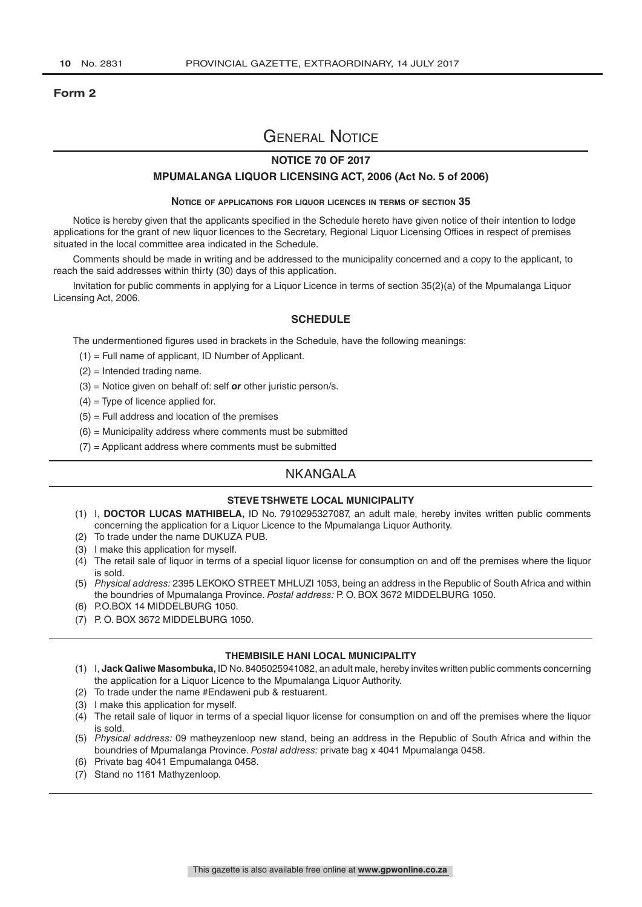**Form 2**

# General Notice

## NOTICE 70 OF 2017

### MPUMALANGA LIQUOR LICENSING ACT, 2006 (Act No. 5 of 2006)

**Notice of applications for liquor licences in terms of section 35**

Notice is hereby given that the applicants specified in the Schedule hereto have given notice of their intention to lodge applications for the grant of new liquor licences to the Secretary, Regional Liquor Licensing Offices in respect of premises situated in the local committee area indicated in the Schedule.

Comments should be made in writing and be addressed to the municipality concerned and a copy to the applicant, to reach the said addresses within thirty (30) days of this application.

Invitation for public comments in applying for a Liquor Licence in terms of section 35(2)(a) of the Mpumalanga Liquor Licensing Act, 2006.

### SCHEDULE

The undermentioned figures used in brackets in the Schedule, have the following meanings:

(1) = Full name of applicant, ID Number of Applicant.

(2) = Intended trading name.

(3) = Notice given on behalf of: self ***or*** other juristic person/s.

(4) = Type of licence applied for.

(5) = Full address and location of the premises

(6) = Municipality address where comments must be submitted

(7) = Applicant address where comments must be submitted

## NKANGALA

### STEVE TSHWETE LOCAL MUNICIPALITY

(1) I, **DOCTOR LUCAS MATHIBELA,** ID No. 7910295327087, an adult male, hereby invites written public comments concerning the application for a Liquor Licence to the Mpumalanga Liquor Authority.

(2) To trade under the name DUKUZA PUB.

(3) I make this application for myself.

(4) The retail sale of liquor in terms of a special liquor license for consumption on and off the premises where the liquor is sold.

(5) *Physical address:* 2395 LEKOKO STREET MHLUZI 1053, being an address in the Republic of South Africa and within the boundries of Mpumalanga Province. *Postal address:* P. O. BOX 3672 MIDDELBURG 1050.

(6) P.O.BOX 14 MIDDELBURG 1050.

(7) P. O. BOX 3672 MIDDELBURG 1050.

### THEMBISILE HANI LOCAL MUNICIPALITY

(1) I, **Jack Qaliwe Masombuka,** ID No. 8405025941082, an adult male, hereby invites written public comments concerning the application for a Liquor Licence to the Mpumalanga Liquor Authority.

(2) To trade under the name #Endaweni pub & restuarent.

(3) I make this application for myself.

(4) The retail sale of liquor in terms of a special liquor license for consumption on and off the premises where the liquor is sold.

(5) *Physical address:* 09 matheyzenloop new stand, being an address in the Republic of South Africa and within the boundries of Mpumalanga Province. *Postal address:* private bag x 4041 Mpumalanga 0458.

(6) Private bag 4041 Empumalanga 0458.

(7) Stand no 1161 Mathyzenloop.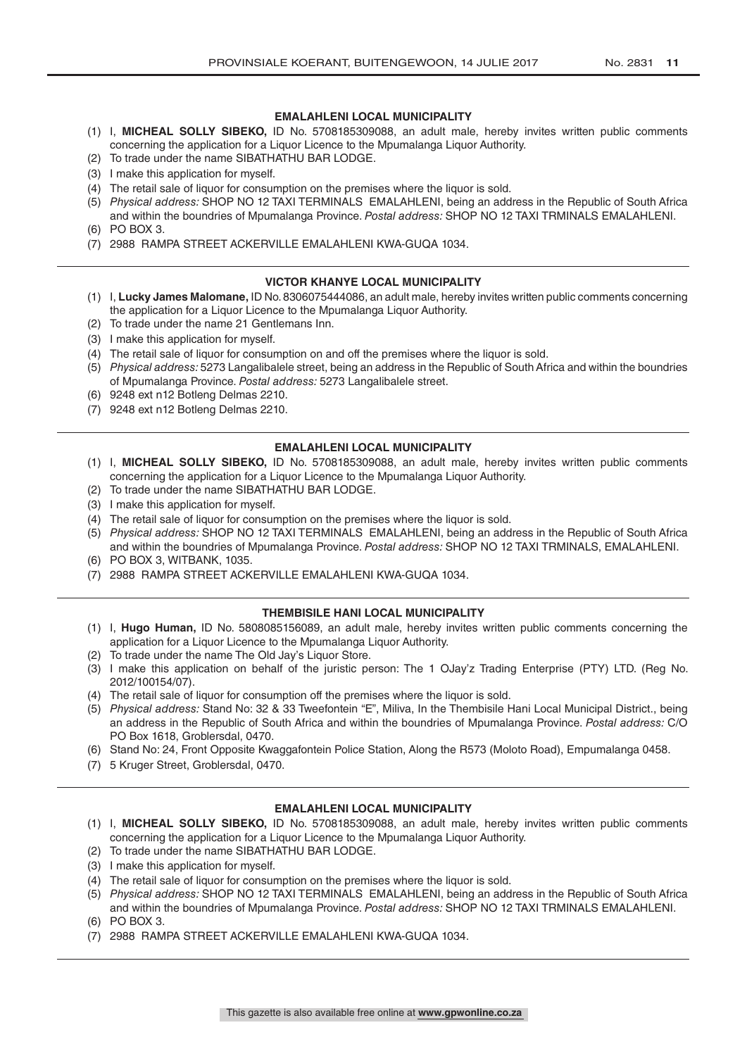## EMALAHLENI LOCAL MUNICIPALITY

(1) I, **MICHEAL SOLLY SIBEKO,** ID No. 5708185309088, an adult male, hereby invites written public comments concerning the application for a Liquor Licence to the Mpumalanga Liquor Authority.
(2) To trade under the name SIBATHATHU BAR LODGE.
(3) I make this application for myself.
(4) The retail sale of liquor for consumption on the premises where the liquor is sold.
(5) *Physical address:* SHOP NO 12 TAXI TERMINALS EMALAHLENI, being an address in the Republic of South Africa and within the boundries of Mpumalanga Province. *Postal address:* SHOP NO 12 TAXI TRMINALS EMALAHLENI.
(6) PO BOX 3.
(7) 2988 RAMPA STREET ACKERVILLE EMALAHLENI KWA-GUQA 1034.

---

## VICTOR KHANYE LOCAL MUNICIPALITY

(1) I, **Lucky James Malomane,** ID No. 8306075444086, an adult male, hereby invites written public comments concerning the application for a Liquor Licence to the Mpumalanga Liquor Authority.
(2) To trade under the name 21 Gentlemans Inn.
(3) I make this application for myself.
(4) The retail sale of liquor for consumption on and off the premises where the liquor is sold.
(5) *Physical address:* 5273 Langalibalele street, being an address in the Republic of South Africa and within the boundries of Mpumalanga Province. *Postal address:* 5273 Langalibalele street.
(6) 9248 ext n12 Botleng Delmas 2210.
(7) 9248 ext n12 Botleng Delmas 2210.

---

## EMALAHLENI LOCAL MUNICIPALITY

(1) I, **MICHEAL SOLLY SIBEKO,** ID No. 5708185309088, an adult male, hereby invites written public comments concerning the application for a Liquor Licence to the Mpumalanga Liquor Authority.
(2) To trade under the name SIBATHATHU BAR LODGE.
(3) I make this application for myself.
(4) The retail sale of liquor for consumption on the premises where the liquor is sold.
(5) *Physical address:* SHOP NO 12 TAXI TERMINALS EMALAHLENI, being an address in the Republic of South Africa and within the boundries of Mpumalanga Province. *Postal address:* SHOP NO 12 TAXI TRMINALS, EMALAHLENI.
(6) PO BOX 3, WITBANK, 1035.
(7) 2988 RAMPA STREET ACKERVILLE EMALAHLENI KWA-GUQA 1034.

---

## THEMBISILE HANI LOCAL MUNICIPALITY

(1) I, **Hugo Human,** ID No. 5808085156089, an adult male, hereby invites written public comments concerning the application for a Liquor Licence to the Mpumalanga Liquor Authority.
(2) To trade under the name The Old Jay's Liquor Store.
(3) I make this application on behalf of the juristic person: The 1 OJay'z Trading Enterprise (PTY) LTD. (Reg No. 2012/100154/07).
(4) The retail sale of liquor for consumption off the premises where the liquor is sold.
(5) *Physical address:* Stand No: 32 & 33 Tweefontein "E", Miliva, In the Thembisile Hani Local Municipal District., being an address in the Republic of South Africa and within the boundries of Mpumalanga Province. *Postal address:* C/O PO Box 1618, Groblersdal, 0470.
(6) Stand No: 24, Front Opposite Kwaggafontein Police Station, Along the R573 (Moloto Road), Empumalanga 0458.
(7) 5 Kruger Street, Groblersdal, 0470.

---

## EMALAHLENI LOCAL MUNICIPALITY

(1) I, **MICHEAL SOLLY SIBEKO,** ID No. 5708185309088, an adult male, hereby invites written public comments concerning the application for a Liquor Licence to the Mpumalanga Liquor Authority.
(2) To trade under the name SIBATHATHU BAR LODGE.
(3) I make this application for myself.
(4) The retail sale of liquor for consumption on the premises where the liquor is sold.
(5) *Physical address:* SHOP NO 12 TAXI TERMINALS EMALAHLENI, being an address in the Republic of South Africa and within the boundries of Mpumalanga Province. *Postal address:* SHOP NO 12 TAXI TRMINALS EMALAHLENI.
(6) PO BOX 3.
(7) 2988 RAMPA STREET ACKERVILLE EMALAHLENI KWA-GUQA 1034.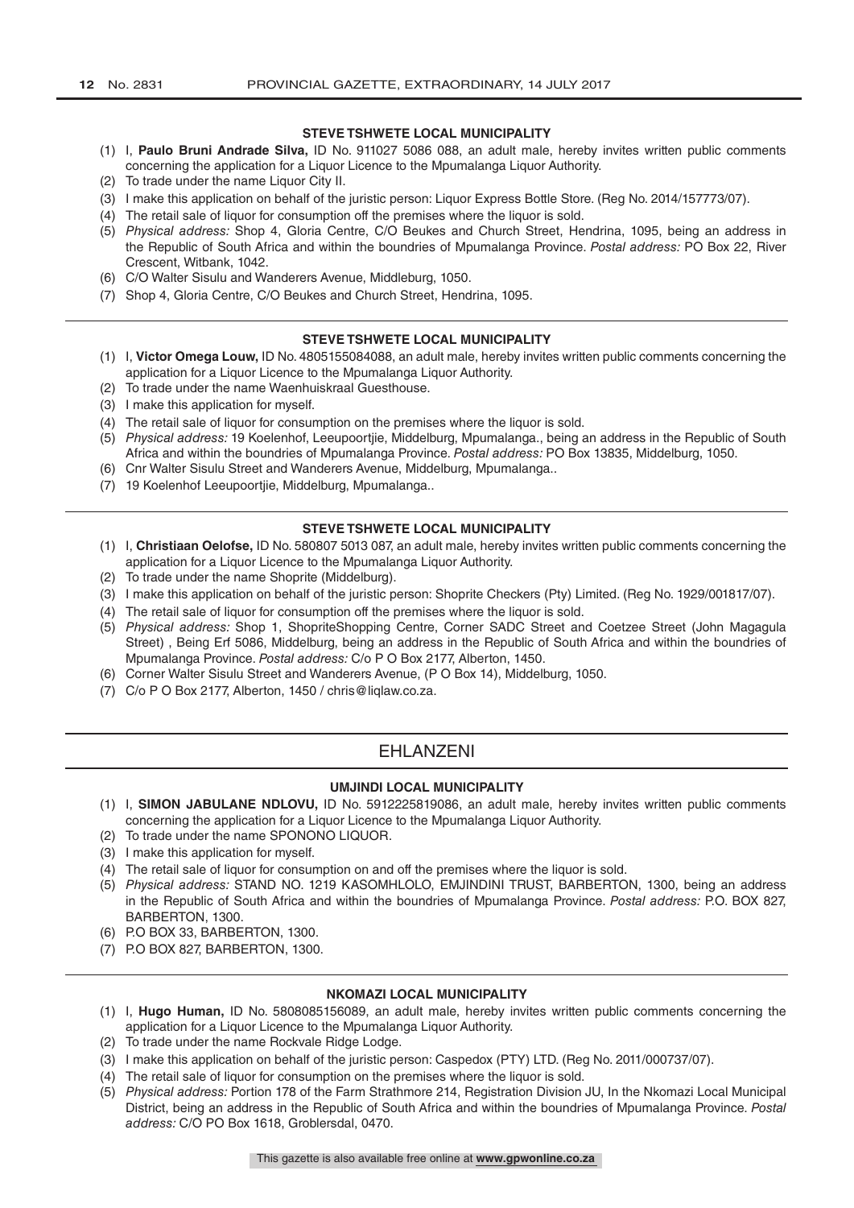### STEVE TSHWETE LOCAL MUNICIPALITY

(1) I, **Paulo Bruni Andrade Silva,** ID No. 911027 5086 088, an adult male, hereby invites written public comments concerning the application for a Liquor Licence to the Mpumalanga Liquor Authority.
(2) To trade under the name Liquor City II.
(3) I make this application on behalf of the juristic person: Liquor Express Bottle Store. (Reg No. 2014/157773/07).
(4) The retail sale of liquor for consumption off the premises where the liquor is sold.
(5) *Physical address:* Shop 4, Gloria Centre, C/O Beukes and Church Street, Hendrina, 1095, being an address in the Republic of South Africa and within the boundries of Mpumalanga Province. *Postal address:* PO Box 22, River Crescent, Witbank, 1042.
(6) C/O Walter Sisulu and Wanderers Avenue, Middleburg, 1050.
(7) Shop 4, Gloria Centre, C/O Beukes and Church Street, Hendrina, 1095.

### STEVE TSHWETE LOCAL MUNICIPALITY

(1) I, **Victor Omega Louw,** ID No. 4805155084088, an adult male, hereby invites written public comments concerning the application for a Liquor Licence to the Mpumalanga Liquor Authority.
(2) To trade under the name Waenhuiskraal Guesthouse.
(3) I make this application for myself.
(4) The retail sale of liquor for consumption on the premises where the liquor is sold.
(5) *Physical address:* 19 Koelenhof, Leeupoortjie, Middelburg, Mpumalanga., being an address in the Republic of South Africa and within the boundries of Mpumalanga Province. *Postal address:* PO Box 13835, Middelburg, 1050.
(6) Cnr Walter Sisulu Street and Wanderers Avenue, Middelburg, Mpumalanga..
(7) 19 Koelenhof Leeupoortjie, Middelburg, Mpumalanga..

### STEVE TSHWETE LOCAL MUNICIPALITY

(1) I, **Christiaan Oelofse,** ID No. 580807 5013 087, an adult male, hereby invites written public comments concerning the application for a Liquor Licence to the Mpumalanga Liquor Authority.
(2) To trade under the name Shoprite (Middelburg).
(3) I make this application on behalf of the juristic person: Shoprite Checkers (Pty) Limited. (Reg No. 1929/001817/07).
(4) The retail sale of liquor for consumption off the premises where the liquor is sold.
(5) *Physical address:* Shop 1, ShopriteShopping Centre, Corner SADC Street and Coetzee Street (John Magagula Street) , Being Erf 5086, Middelburg, being an address in the Republic of South Africa and within the boundries of Mpumalanga Province. *Postal address:* C/o P O Box 2177, Alberton, 1450.
(6) Corner Walter Sisulu Street and Wanderers Avenue, (P O Box 14), Middelburg, 1050.
(7) C/o P O Box 2177, Alberton, 1450 / chris@liqlaw.co.za.

## EHLANZENI

### UMJINDI LOCAL MUNICIPALITY

(1) I, **SIMON JABULANE NDLOVU,** ID No. 5912225819086, an adult male, hereby invites written public comments concerning the application for a Liquor Licence to the Mpumalanga Liquor Authority.
(2) To trade under the name SPONONO LIQUOR.
(3) I make this application for myself.
(4) The retail sale of liquor for consumption on and off the premises where the liquor is sold.
(5) *Physical address:* STAND NO. 1219 KASOMHLOLO, EMJINDINI TRUST, BARBERTON, 1300, being an address in the Republic of South Africa and within the boundries of Mpumalanga Province. *Postal address:* P.O. BOX 827, BARBERTON, 1300.
(6) P.O BOX 33, BARBERTON, 1300.
(7) P.O BOX 827, BARBERTON, 1300.

### NKOMAZI LOCAL MUNICIPALITY

(1) I, **Hugo Human,** ID No. 5808085156089, an adult male, hereby invites written public comments concerning the application for a Liquor Licence to the Mpumalanga Liquor Authority.
(2) To trade under the name Rockvale Ridge Lodge.
(3) I make this application on behalf of the juristic person: Caspedox (PTY) LTD. (Reg No. 2011/000737/07).
(4) The retail sale of liquor for consumption on the premises where the liquor is sold.
(5) *Physical address:* Portion 178 of the Farm Strathmore 214, Registration Division JU, In the Nkomazi Local Municipal District, being an address in the Republic of South Africa and within the boundries of Mpumalanga Province. *Postal address:* C/O PO Box 1618, Groblersdal, 0470.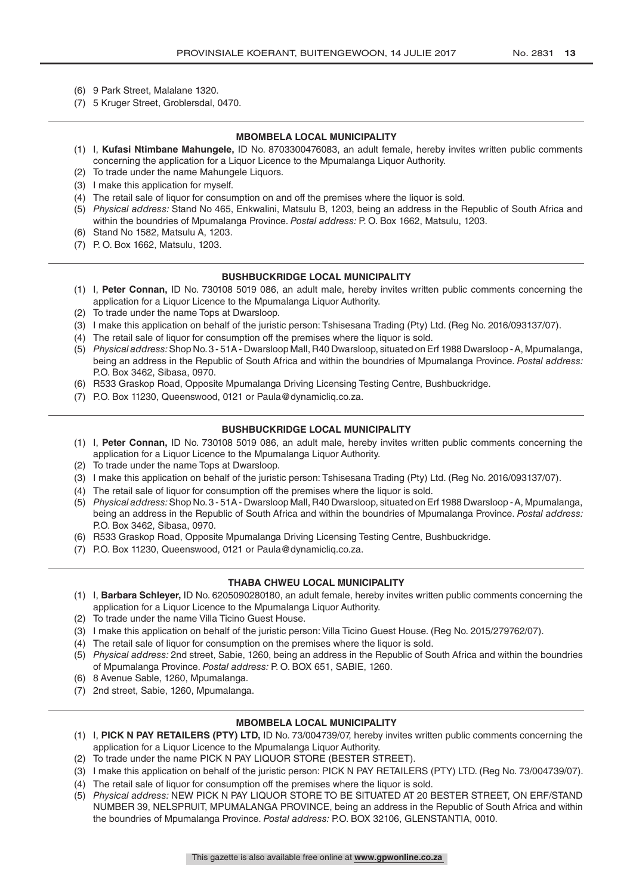(6) 9 Park Street, Malalane 1320.
(7) 5 Kruger Street, Groblersdal, 0470.

---

### MBOMBELA LOCAL MUNICIPALITY

(1) I, **Kufasi Ntimbane Mahungele,** ID No. 8703300476083, an adult female, hereby invites written public comments concerning the application for a Liquor Licence to the Mpumalanga Liquor Authority.
(2) To trade under the name Mahungele Liquors.
(3) I make this application for myself.
(4) The retail sale of liquor for consumption on and off the premises where the liquor is sold.
(5) *Physical address:* Stand No 465, Enkwalini, Matsulu B, 1203, being an address in the Republic of South Africa and within the boundries of Mpumalanga Province. *Postal address:* P. O. Box 1662, Matsulu, 1203.
(6) Stand No 1582, Matsulu A, 1203.
(7) P. O. Box 1662, Matsulu, 1203.

---

### BUSHBUCKRIDGE LOCAL MUNICIPALITY

(1) I, **Peter Connan,** ID No. 730108 5019 086, an adult male, hereby invites written public comments concerning the application for a Liquor Licence to the Mpumalanga Liquor Authority.
(2) To trade under the name Tops at Dwarsloop.
(3) I make this application on behalf of the juristic person: Tshisesana Trading (Pty) Ltd. (Reg No. 2016/093137/07).
(4) The retail sale of liquor for consumption off the premises where the liquor is sold.
(5) *Physical address:* Shop No. 3 - 51A - Dwarsloop Mall, R40 Dwarsloop, situated on Erf 1988 Dwarsloop - A, Mpumalanga, being an address in the Republic of South Africa and within the boundries of Mpumalanga Province. *Postal address:* P.O. Box 3462, Sibasa, 0970.
(6) R533 Graskop Road, Opposite Mpumalanga Driving Licensing Testing Centre, Bushbuckridge.
(7) P.O. Box 11230, Queenswood, 0121 or Paula@dynamicliq.co.za.

---

### BUSHBUCKRIDGE LOCAL MUNICIPALITY

(1) I, **Peter Connan,** ID No. 730108 5019 086, an adult male, hereby invites written public comments concerning the application for a Liquor Licence to the Mpumalanga Liquor Authority.
(2) To trade under the name Tops at Dwarsloop.
(3) I make this application on behalf of the juristic person: Tshisesana Trading (Pty) Ltd. (Reg No. 2016/093137/07).
(4) The retail sale of liquor for consumption off the premises where the liquor is sold.
(5) *Physical address:* Shop No. 3 - 51A - Dwarsloop Mall, R40 Dwarsloop, situated on Erf 1988 Dwarsloop - A, Mpumalanga, being an address in the Republic of South Africa and within the boundries of Mpumalanga Province. *Postal address:* P.O. Box 3462, Sibasa, 0970.
(6) R533 Graskop Road, Opposite Mpumalanga Driving Licensing Testing Centre, Bushbuckridge.
(7) P.O. Box 11230, Queenswood, 0121 or Paula@dynamicliq.co.za.

---

### THABA CHWEU LOCAL MUNICIPALITY

(1) I, **Barbara Schleyer,** ID No. 6205090280180, an adult female, hereby invites written public comments concerning the application for a Liquor Licence to the Mpumalanga Liquor Authority.
(2) To trade under the name Villa Ticino Guest House.
(3) I make this application on behalf of the juristic person: Villa Ticino Guest House. (Reg No. 2015/279762/07).
(4) The retail sale of liquor for consumption on the premises where the liquor is sold.
(5) *Physical address:* 2nd street, Sabie, 1260, being an address in the Republic of South Africa and within the boundries of Mpumalanga Province. *Postal address:* P. O. BOX 651, SABIE, 1260.
(6) 8 Avenue Sable, 1260, Mpumalanga.
(7) 2nd street, Sabie, 1260, Mpumalanga.

---

### MBOMBELA LOCAL MUNICIPALITY

(1) I, **PICK N PAY RETAILERS (PTY) LTD,** ID No. 73/004739/07, hereby invites written public comments concerning the application for a Liquor Licence to the Mpumalanga Liquor Authority.
(2) To trade under the name PICK N PAY LIQUOR STORE (BESTER STREET).
(3) I make this application on behalf of the juristic person: PICK N PAY RETAILERS (PTY) LTD. (Reg No. 73/004739/07).
(4) The retail sale of liquor for consumption off the premises where the liquor is sold.
(5) *Physical address:* NEW PICK N PAY LIQUOR STORE TO BE SITUATED AT 20 BESTER STREET, ON ERF/STAND NUMBER 39, NELSPRUIT, MPUMALANGA PROVINCE, being an address in the Republic of South Africa and within the boundries of Mpumalanga Province. *Postal address:* P.O. BOX 32106, GLENSTANTIA, 0010.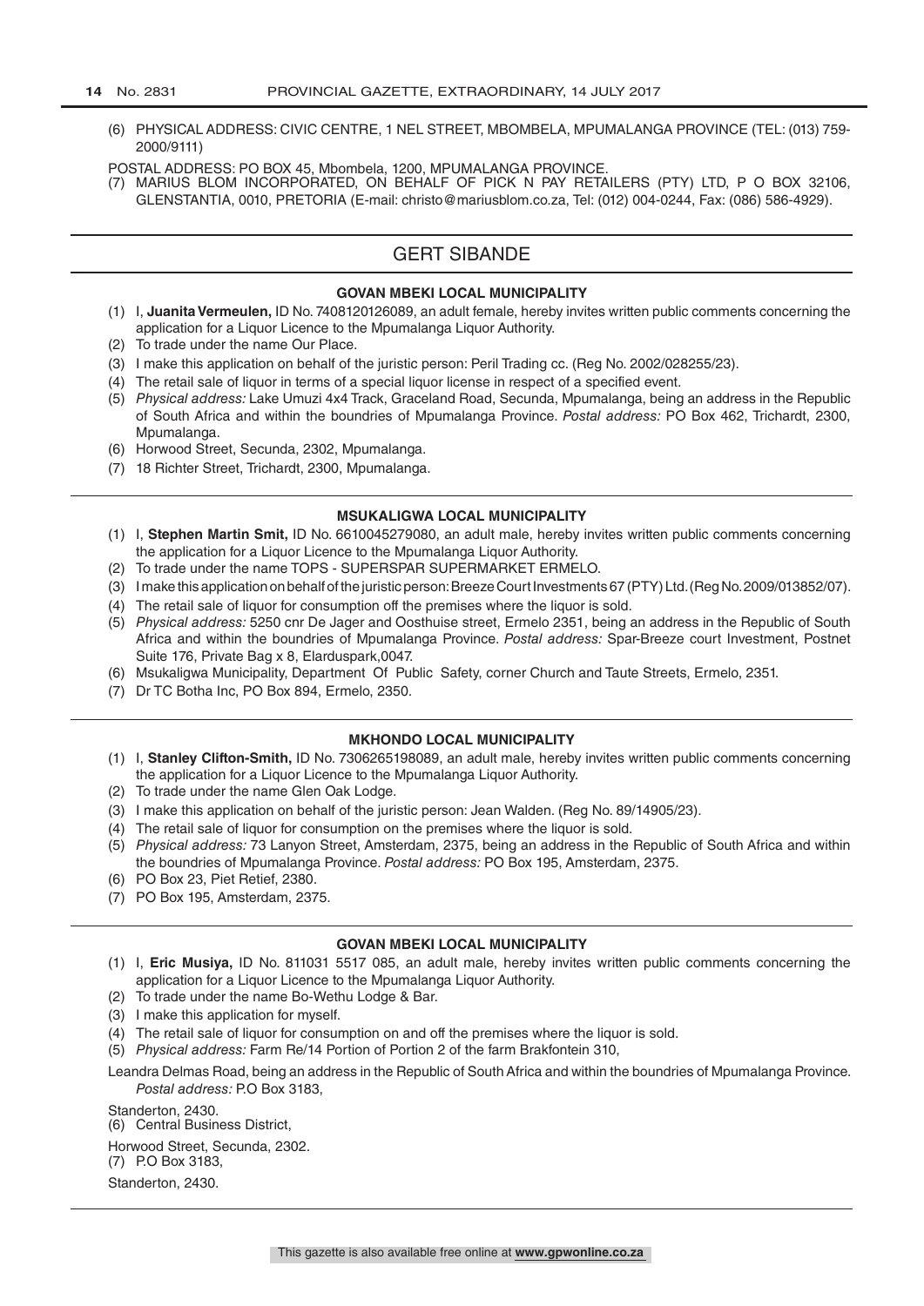(6) PHYSICAL ADDRESS: CIVIC CENTRE, 1 NEL STREET, MBOMBELA, MPUMALANGA PROVINCE (TEL: (013) 759-2000/9111)

POSTAL ADDRESS: PO BOX 45, Mbombela, 1200, MPUMALANGA PROVINCE.

(7) MARIUS BLOM INCORPORATED, ON BEHALF OF PICK N PAY RETAILERS (PTY) LTD, P O BOX 32106, GLENSTANTIA, 0010, PRETORIA (E-mail: christo@mariusblom.co.za, Tel: (012) 004-0244, Fax: (086) 586-4929).

## GERT SIBANDE

### GOVAN MBEKI LOCAL MUNICIPALITY

(1) I, **Juanita Vermeulen,** ID No. 7408120126089, an adult female, hereby invites written public comments concerning the application for a Liquor Licence to the Mpumalanga Liquor Authority.
(2) To trade under the name Our Place.
(3) I make this application on behalf of the juristic person: Peril Trading cc. (Reg No. 2002/028255/23).
(4) The retail sale of liquor in terms of a special liquor license in respect of a specified event.
(5) *Physical address:* Lake Umuzi 4x4 Track, Graceland Road, Secunda, Mpumalanga, being an address in the Republic of South Africa and within the boundries of Mpumalanga Province. *Postal address:* PO Box 462, Trichardt, 2300, Mpumalanga.
(6) Horwood Street, Secunda, 2302, Mpumalanga.
(7) 18 Richter Street, Trichardt, 2300, Mpumalanga.

### MSUKALIGWA LOCAL MUNICIPALITY

(1) I, **Stephen Martin Smit,** ID No. 6610045279080, an adult male, hereby invites written public comments concerning the application for a Liquor Licence to the Mpumalanga Liquor Authority.
(2) To trade under the name TOPS - SUPERSPAR SUPERMARKET ERMELO.
(3) I make this application on behalf of the juristic person: Breeze Court Investments 67 (PTY) Ltd. (Reg No. 2009/013852/07).
(4) The retail sale of liquor for consumption off the premises where the liquor is sold.
(5) *Physical address:* 5250 cnr De Jager and Oosthuise street, Ermelo 2351, being an address in the Republic of South Africa and within the boundries of Mpumalanga Province. *Postal address:* Spar-Breeze court Investment, Postnet Suite 176, Private Bag x 8, Elarduspark,0047.
(6) Msukaligwa Municipality, Department Of Public Safety, corner Church and Taute Streets, Ermelo, 2351.
(7) Dr TC Botha Inc, PO Box 894, Ermelo, 2350.

### MKHONDO LOCAL MUNICIPALITY

(1) I, **Stanley Clifton-Smith,** ID No. 7306265198089, an adult male, hereby invites written public comments concerning the application for a Liquor Licence to the Mpumalanga Liquor Authority.
(2) To trade under the name Glen Oak Lodge.
(3) I make this application on behalf of the juristic person: Jean Walden. (Reg No. 89/14905/23).
(4) The retail sale of liquor for consumption on the premises where the liquor is sold.
(5) *Physical address:* 73 Lanyon Street, Amsterdam, 2375, being an address in the Republic of South Africa and within the boundries of Mpumalanga Province. *Postal address:* PO Box 195, Amsterdam, 2375.
(6) PO Box 23, Piet Retief, 2380.
(7) PO Box 195, Amsterdam, 2375.

### GOVAN MBEKI LOCAL MUNICIPALITY

(1) I, **Eric Musiya,** ID No. 811031 5517 085, an adult male, hereby invites written public comments concerning the application for a Liquor Licence to the Mpumalanga Liquor Authority.
(2) To trade under the name Bo-Wethu Lodge & Bar.
(3) I make this application for myself.
(4) The retail sale of liquor for consumption on and off the premises where the liquor is sold.
(5) *Physical address:* Farm Re/14 Portion of Portion 2 of the farm Brakfontein 310,

Leandra Delmas Road, being an address in the Republic of South Africa and within the boundries of Mpumalanga Province. *Postal address:* P.O Box 3183,

Standerton, 2430.

(6) Central Business District,

Horwood Street, Secunda, 2302.

(7) P.O Box 3183,

Standerton, 2430.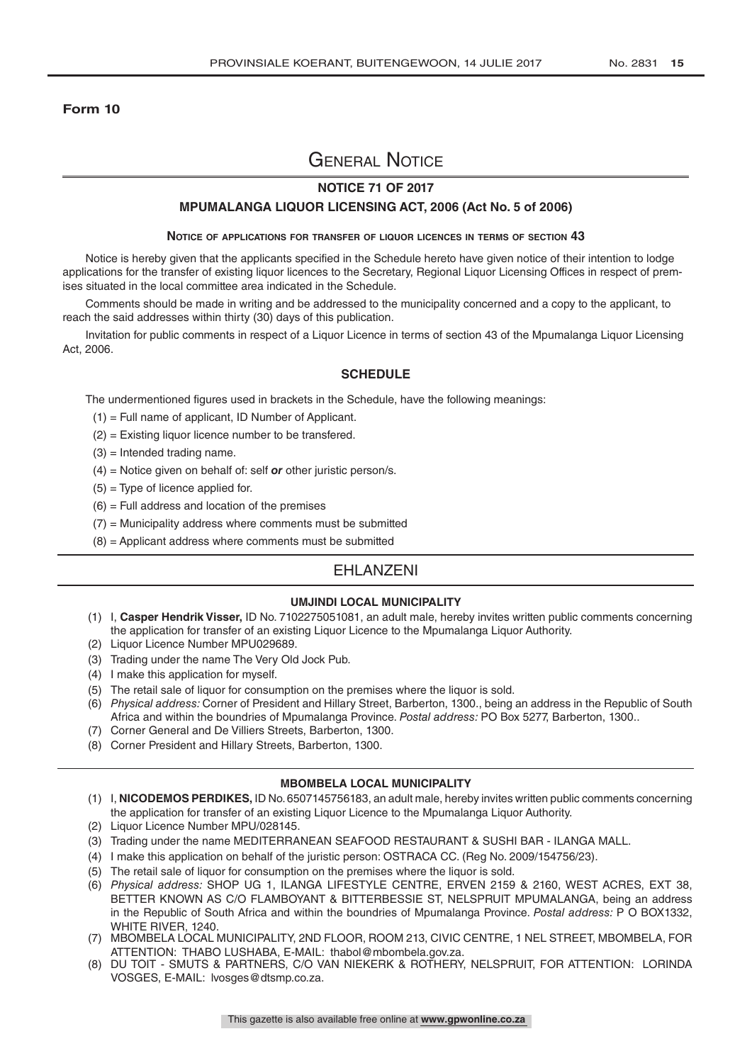**Form 10**

# General Notice

## NOTICE 71 OF 2017

## MPUMALANGA LIQUOR LICENSING ACT, 2006 (Act No. 5 of 2006)

### Notice of applications for transfer of liquor licences in terms of section 43

Notice is hereby given that the applicants specified in the Schedule hereto have given notice of their intention to lodge applications for the transfer of existing liquor licences to the Secretary, Regional Liquor Licensing Offices in respect of premises situated in the local committee area indicated in the Schedule.

Comments should be made in writing and be addressed to the municipality concerned and a copy to the applicant, to reach the said addresses within thirty (30) days of this publication.

Invitation for public comments in respect of a Liquor Licence in terms of section 43 of the Mpumalanga Liquor Licensing Act, 2006.

### SCHEDULE

The undermentioned figures used in brackets in the Schedule, have the following meanings:

(1) = Full name of applicant, ID Number of Applicant.

(2) = Existing liquor licence number to be transfered.

(3) = Intended trading name.

(4) = Notice given on behalf of: self ***or*** other juristic person/s.

(5) = Type of licence applied for.

(6) = Full address and location of the premises

(7) = Municipality address where comments must be submitted

(8) = Applicant address where comments must be submitted

## EHLANZENI

### UMJINDI LOCAL MUNICIPALITY

(1) I, **Casper Hendrik Visser,** ID No. 7102275051081, an adult male, hereby invites written public comments concerning the application for transfer of an existing Liquor Licence to the Mpumalanga Liquor Authority.

(2) Liquor Licence Number MPU029689.

(3) Trading under the name The Very Old Jock Pub.

(4) I make this application for myself.

(5) The retail sale of liquor for consumption on the premises where the liquor is sold.

(6) *Physical address:* Corner of President and Hillary Street, Barberton, 1300., being an address in the Republic of South Africa and within the boundries of Mpumalanga Province. *Postal address:* PO Box 5277, Barberton, 1300..

(7) Corner General and De Villiers Streets, Barberton, 1300.

(8) Corner President and Hillary Streets, Barberton, 1300.

### MBOMBELA LOCAL MUNICIPALITY

(1) I, **NICODEMOS PERDIKES,** ID No. 6507145756183, an adult male, hereby invites written public comments concerning the application for transfer of an existing Liquor Licence to the Mpumalanga Liquor Authority.

(2) Liquor Licence Number MPU/028145.

(3) Trading under the name MEDITERRANEAN SEAFOOD RESTAURANT & SUSHI BAR - ILANGA MALL.

(4) I make this application on behalf of the juristic person: OSTRACA CC. (Reg No. 2009/154756/23).

(5) The retail sale of liquor for consumption on the premises where the liquor is sold.

(6) *Physical address:* SHOP UG 1, ILANGA LIFESTYLE CENTRE, ERVEN 2159 & 2160, WEST ACRES, EXT 38, BETTER KNOWN AS C/O FLAMBOYANT & BITTERBESSIE ST, NELSPRUIT MPUMALANGA, being an address in the Republic of South Africa and within the boundries of Mpumalanga Province. *Postal address:* P O BOX1332, WHITE RIVER, 1240.

(7) MBOMBELA LOCAL MUNICIPALITY, 2ND FLOOR, ROOM 213, CIVIC CENTRE, 1 NEL STREET, MBOMBELA, FOR ATTENTION: THABO LUSHABA, E-MAIL: thabol@mbombela.gov.za.

(8) DU TOIT - SMUTS & PARTNERS, C/O VAN NIEKERK & ROTHERY, NELSPRUIT, FOR ATTENTION: LORINDA VOSGES, E-MAIL: lvosges@dtsmp.co.za.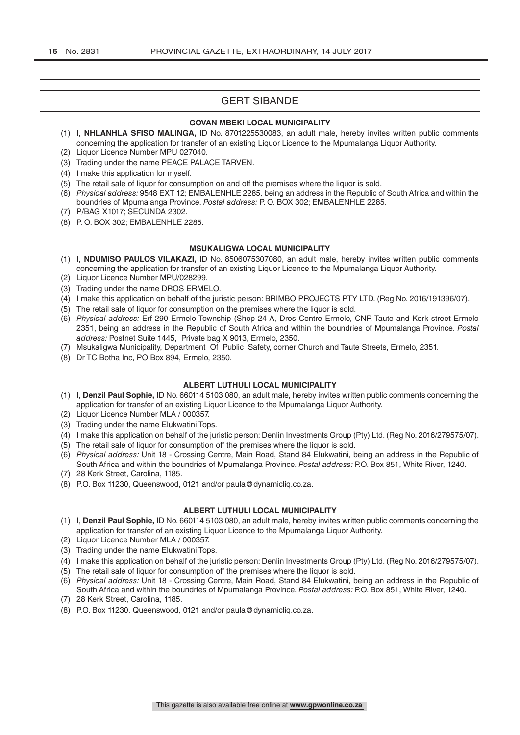## GERT SIBANDE

### GOVAN MBEKI LOCAL MUNICIPALITY

(1) I, **NHLANHLA SFISO MALINGA,** ID No. 8701225530083, an adult male, hereby invites written public comments concerning the application for transfer of an existing Liquor Licence to the Mpumalanga Liquor Authority.
(2) Liquor Licence Number MPU 027040.
(3) Trading under the name PEACE PALACE TARVEN.
(4) I make this application for myself.
(5) The retail sale of liquor for consumption on and off the premises where the liquor is sold.
(6) *Physical address:* 9548 EXT 12; EMBALENHLE 2285, being an address in the Republic of South Africa and within the boundries of Mpumalanga Province. *Postal address:* P. O. BOX 302; EMBALENHLE 2285.
(7) P/BAG X1017; SECUNDA 2302.
(8) P. O. BOX 302; EMBALENHLE 2285.

### MSUKALIGWA LOCAL MUNICIPALITY

(1) I, **NDUMISO PAULOS VILAKAZI,** ID No. 8506075307080, an adult male, hereby invites written public comments concerning the application for transfer of an existing Liquor Licence to the Mpumalanga Liquor Authority.
(2) Liquor Licence Number MPU/028299.
(3) Trading under the name DROS ERMELO.
(4) I make this application on behalf of the juristic person: BRIMBO PROJECTS PTY LTD. (Reg No. 2016/191396/07).
(5) The retail sale of liquor for consumption on the premises where the liquor is sold.
(6) *Physical address:* Erf 290 Ermelo Township (Shop 24 A, Dros Centre Ermelo, CNR Taute and Kerk street Ermelo 2351, being an address in the Republic of South Africa and within the boundries of Mpumalanga Province. *Postal address:* Postnet Suite 1445, Private bag X 9013, Ermelo, 2350.
(7) Msukaligwa Municipality, Department Of Public Safety, corner Church and Taute Streets, Ermelo, 2351.
(8) Dr TC Botha Inc, PO Box 894, Ermelo, 2350.

### ALBERT LUTHULI LOCAL MUNICIPALITY

(1) I, **Denzil Paul Sophie,** ID No. 660114 5103 080, an adult male, hereby invites written public comments concerning the application for transfer of an existing Liquor Licence to the Mpumalanga Liquor Authority.
(2) Liquor Licence Number MLA / 000357.
(3) Trading under the name Elukwatini Tops.
(4) I make this application on behalf of the juristic person: Denlin Investments Group (Pty) Ltd. (Reg No. 2016/279575/07).
(5) The retail sale of liquor for consumption off the premises where the liquor is sold.
(6) *Physical address:* Unit 18 - Crossing Centre, Main Road, Stand 84 Elukwatini, being an address in the Republic of South Africa and within the boundries of Mpumalanga Province. *Postal address:* P.O. Box 851, White River, 1240.
(7) 28 Kerk Street, Carolina, 1185.
(8) P.O. Box 11230, Queenswood, 0121 and/or paula@dynamicliq.co.za.

### ALBERT LUTHULI LOCAL MUNICIPALITY

(1) I, **Denzil Paul Sophie,** ID No. 660114 5103 080, an adult male, hereby invites written public comments concerning the application for transfer of an existing Liquor Licence to the Mpumalanga Liquor Authority.
(2) Liquor Licence Number MLA / 000357.
(3) Trading under the name Elukwatini Tops.
(4) I make this application on behalf of the juristic person: Denlin Investments Group (Pty) Ltd. (Reg No. 2016/279575/07).
(5) The retail sale of liquor for consumption off the premises where the liquor is sold.
(6) *Physical address:* Unit 18 - Crossing Centre, Main Road, Stand 84 Elukwatini, being an address in the Republic of South Africa and within the boundries of Mpumalanga Province. *Postal address:* P.O. Box 851, White River, 1240.
(7) 28 Kerk Street, Carolina, 1185.
(8) P.O. Box 11230, Queenswood, 0121 and/or paula@dynamicliq.co.za.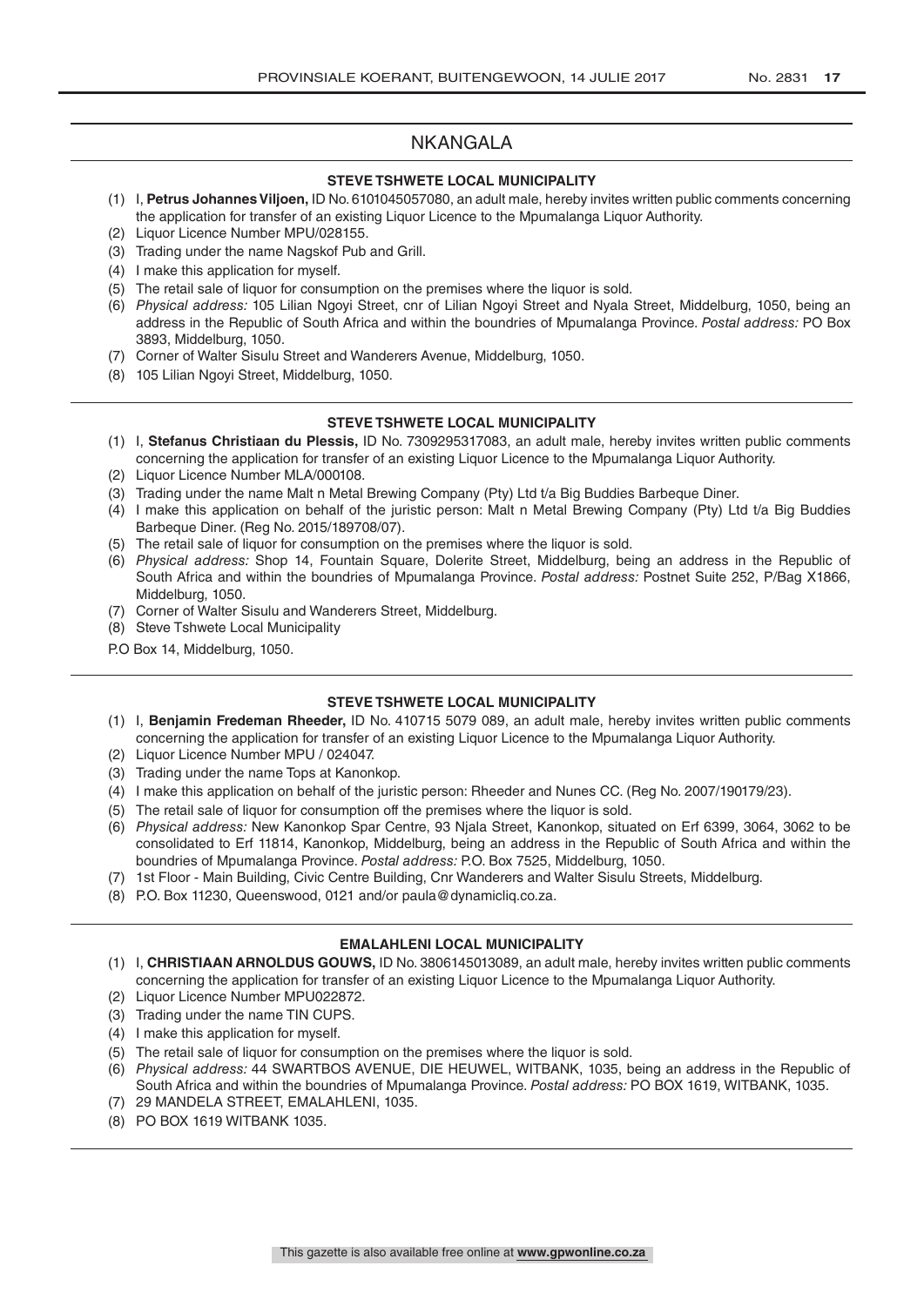## NKANGALA

### STEVE TSHWETE LOCAL MUNICIPALITY

(1) I, **Petrus Johannes Viljoen,** ID No. 6101045057080, an adult male, hereby invites written public comments concerning the application for transfer of an existing Liquor Licence to the Mpumalanga Liquor Authority.
(2) Liquor Licence Number MPU/028155.
(3) Trading under the name Nagskof Pub and Grill.
(4) I make this application for myself.
(5) The retail sale of liquor for consumption on the premises where the liquor is sold.
(6) *Physical address:* 105 Lilian Ngoyi Street, cnr of Lilian Ngoyi Street and Nyala Street, Middelburg, 1050, being an address in the Republic of South Africa and within the boundries of Mpumalanga Province. *Postal address:* PO Box 3893, Middelburg, 1050.
(7) Corner of Walter Sisulu Street and Wanderers Avenue, Middelburg, 1050.
(8) 105 Lilian Ngoyi Street, Middelburg, 1050.

### STEVE TSHWETE LOCAL MUNICIPALITY

(1) I, **Stefanus Christiaan du Plessis,** ID No. 7309295317083, an adult male, hereby invites written public comments concerning the application for transfer of an existing Liquor Licence to the Mpumalanga Liquor Authority.
(2) Liquor Licence Number MLA/000108.
(3) Trading under the name Malt n Metal Brewing Company (Pty) Ltd t/a Big Buddies Barbeque Diner.
(4) I make this application on behalf of the juristic person: Malt n Metal Brewing Company (Pty) Ltd t/a Big Buddies Barbeque Diner. (Reg No. 2015/189708/07).
(5) The retail sale of liquor for consumption on the premises where the liquor is sold.
(6) *Physical address:* Shop 14, Fountain Square, Dolerite Street, Middelburg, being an address in the Republic of South Africa and within the boundries of Mpumalanga Province. *Postal address:* Postnet Suite 252, P/Bag X1866, Middelburg, 1050.
(7) Corner of Walter Sisulu and Wanderers Street, Middelburg.
(8) Steve Tshwete Local Municipality

P.O Box 14, Middelburg, 1050.

### STEVE TSHWETE LOCAL MUNICIPALITY

(1) I, **Benjamin Fredeman Rheeder,** ID No. 410715 5079 089, an adult male, hereby invites written public comments concerning the application for transfer of an existing Liquor Licence to the Mpumalanga Liquor Authority.
(2) Liquor Licence Number MPU / 024047.
(3) Trading under the name Tops at Kanonkop.
(4) I make this application on behalf of the juristic person: Rheeder and Nunes CC. (Reg No. 2007/190179/23).
(5) The retail sale of liquor for consumption off the premises where the liquor is sold.
(6) *Physical address:* New Kanonkop Spar Centre, 93 Njala Street, Kanonkop, situated on Erf 6399, 3064, 3062 to be consolidated to Erf 11814, Kanonkop, Middelburg, being an address in the Republic of South Africa and within the boundries of Mpumalanga Province. *Postal address:* P.O. Box 7525, Middelburg, 1050.
(7) 1st Floor - Main Building, Civic Centre Building, Cnr Wanderers and Walter Sisulu Streets, Middelburg.
(8) P.O. Box 11230, Queenswood, 0121 and/or paula@dynamicliq.co.za.

### EMALAHLENI LOCAL MUNICIPALITY

(1) I, **CHRISTIAAN ARNOLDUS GOUWS,** ID No. 3806145013089, an adult male, hereby invites written public comments concerning the application for transfer of an existing Liquor Licence to the Mpumalanga Liquor Authority.
(2) Liquor Licence Number MPU022872.
(3) Trading under the name TIN CUPS.
(4) I make this application for myself.
(5) The retail sale of liquor for consumption on the premises where the liquor is sold.
(6) *Physical address:* 44 SWARTBOS AVENUE, DIE HEUWEL, WITBANK, 1035, being an address in the Republic of South Africa and within the boundries of Mpumalanga Province. *Postal address:* PO BOX 1619, WITBANK, 1035.
(7) 29 MANDELA STREET, EMALAHLENI, 1035.
(8) PO BOX 1619 WITBANK 1035.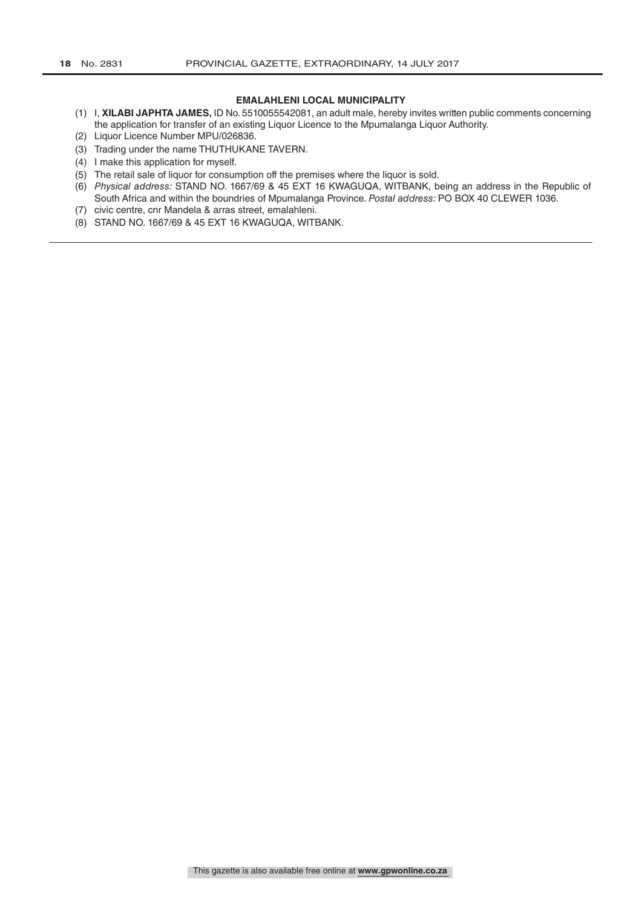**EMALAHLENI LOCAL MUNICIPALITY**

(1) I, **XILABI JAPHTA JAMES,** ID No. 5510055542081, an adult male, hereby invites written public comments concerning the application for transfer of an existing Liquor Licence to the Mpumalanga Liquor Authority.
(2) Liquor Licence Number MPU/026836.
(3) Trading under the name THUTHUKANE TAVERN.
(4) I make this application for myself.
(5) The retail sale of liquor for consumption off the premises where the liquor is sold.
(6) *Physical address:* STAND NO. 1667/69 & 45 EXT 16 KWAGUQA, WITBANK, being an address in the Republic of South Africa and within the boundries of Mpumalanga Province. *Postal address:* PO BOX 40 CLEWER 1036.
(7) civic centre, cnr Mandela & arras street, emalahleni.
(8) STAND NO. 1667/69 & 45 EXT 16 KWAGUQA, WITBANK.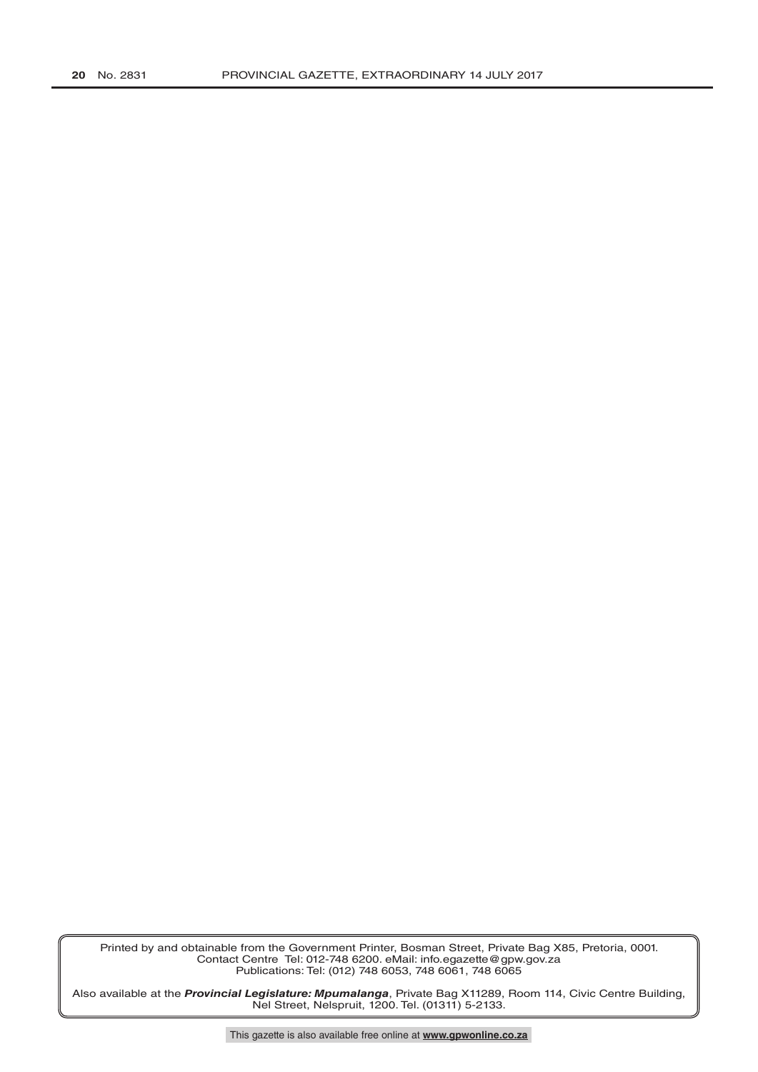Printed by and obtainable from the Government Printer, Bosman Street, Private Bag X85, Pretoria, 0001.
Contact Centre Tel: 012-748 6200. eMail: info.egazette@gpw.gov.za
Publications: Tel: (012) 748 6053, 748 6061, 748 6065

Also available at the ***Provincial Legislature: Mpumalanga***, Private Bag X11289, Room 114, Civic Centre Building, Nel Street, Nelspruit, 1200. Tel. (01311) 5-2133.

This gazette is also available free online at **www.gpwonline.co.za**